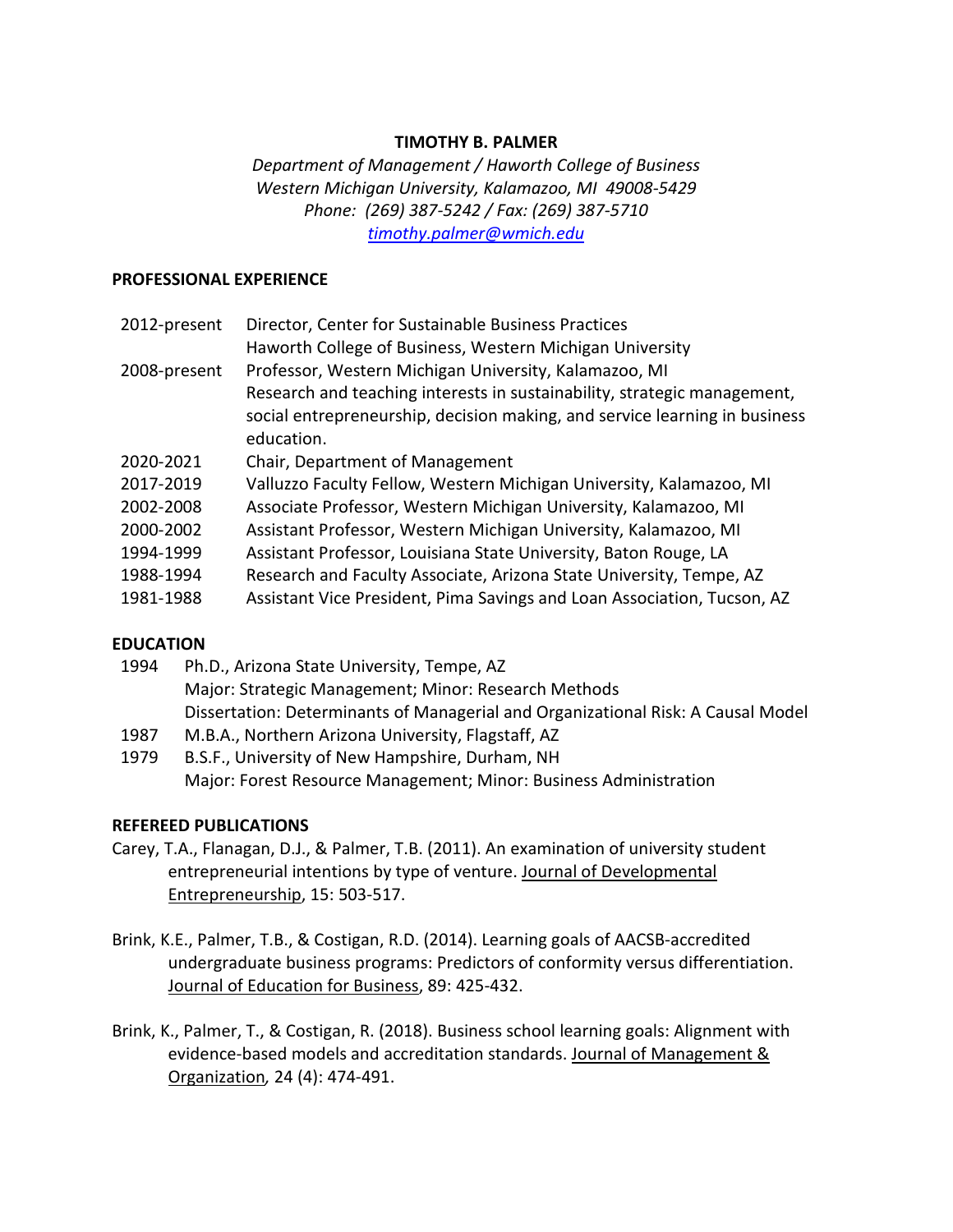# TIMOTHY B. PALMER

*Department of Management / Haworth College of Business*
*Western Michigan University, Kalamazoo, MI 49008-5429*
*Phone: (269) 387-5242 / Fax: (269) 387-5710*
*timothy.palmer@wmich.edu*

## PROFESSIONAL EXPERIENCE

| | |
|---|---|
| 2012-present | Director, Center for Sustainable Business Practices<br>Haworth College of Business, Western Michigan University |
| 2008-present | Professor, Western Michigan University, Kalamazoo, MI<br>Research and teaching interests in sustainability, strategic management, social entrepreneurship, decision making, and service learning in business education. |
| 2020-2021 | Chair, Department of Management |
| 2017-2019 | Valluzzo Faculty Fellow, Western Michigan University, Kalamazoo, MI |
| 2002-2008 | Associate Professor, Western Michigan University, Kalamazoo, MI |
| 2000-2002 | Assistant Professor, Western Michigan University, Kalamazoo, MI |
| 1994-1999 | Assistant Professor, Louisiana State University, Baton Rouge, LA |
| 1988-1994 | Research and Faculty Associate, Arizona State University, Tempe, AZ |
| 1981-1988 | Assistant Vice President, Pima Savings and Loan Association, Tucson, AZ |

## EDUCATION

| | |
|---|---|
| 1994 | Ph.D., Arizona State University, Tempe, AZ<br>Major: Strategic Management; Minor: Research Methods<br>Dissertation: Determinants of Managerial and Organizational Risk: A Causal Model |
| 1987 | M.B.A., Northern Arizona University, Flagstaff, AZ |
| 1979 | B.S.F., University of New Hampshire, Durham, NH<br>Major: Forest Resource Management; Minor: Business Administration |

## REFEREED PUBLICATIONS

Carey, T.A., Flanagan, D.J., & Palmer, T.B. (2011). An examination of university student entrepreneurial intentions by type of venture. Journal of Developmental Entrepreneurship, 15: 503-517.

Brink, K.E., Palmer, T.B., & Costigan, R.D. (2014). Learning goals of AACSB-accredited undergraduate business programs: Predictors of conformity versus differentiation. Journal of Education for Business, 89: 425-432.

Brink, K., Palmer, T., & Costigan, R. (2018). Business school learning goals: Alignment with evidence-based models and accreditation standards. Journal of Management & Organization, 24 (4): 474-491.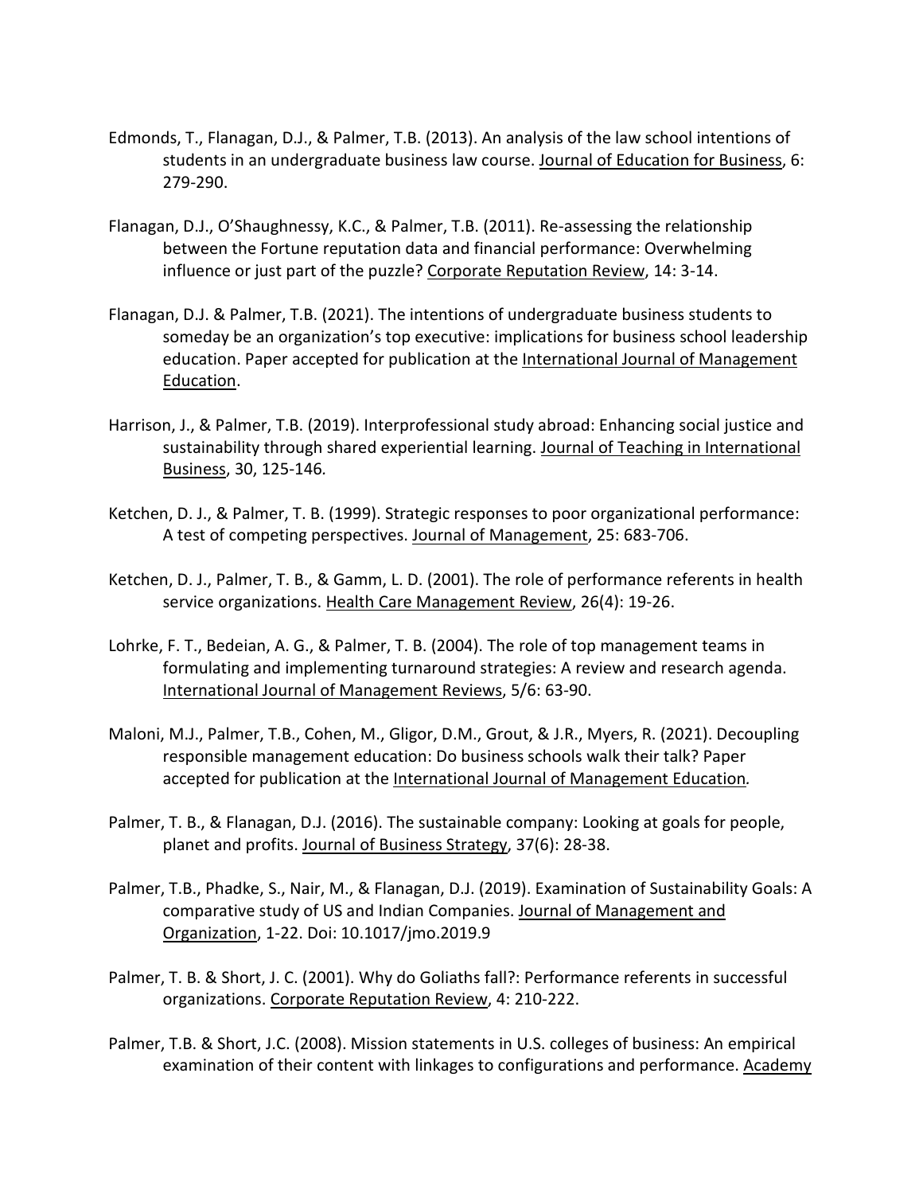Edmonds, T., Flanagan, D.J., & Palmer, T.B. (2013). An analysis of the law school intentions of students in an undergraduate business law course. Journal of Education for Business, 6: 279-290.

Flanagan, D.J., O'Shaughnessy, K.C., & Palmer, T.B. (2011). Re-assessing the relationship between the Fortune reputation data and financial performance: Overwhelming influence or just part of the puzzle? Corporate Reputation Review, 14: 3-14.

Flanagan, D.J. & Palmer, T.B. (2021). The intentions of undergraduate business students to someday be an organization's top executive: implications for business school leadership education. Paper accepted for publication at the International Journal of Management Education.

Harrison, J., & Palmer, T.B. (2019). Interprofessional study abroad: Enhancing social justice and sustainability through shared experiential learning. Journal of Teaching in International Business, 30, 125-146.

Ketchen, D. J., & Palmer, T. B. (1999). Strategic responses to poor organizational performance: A test of competing perspectives. Journal of Management, 25: 683-706.

Ketchen, D. J., Palmer, T. B., & Gamm, L. D. (2001). The role of performance referents in health service organizations. Health Care Management Review, 26(4): 19-26.

Lohrke, F. T., Bedeian, A. G., & Palmer, T. B. (2004). The role of top management teams in formulating and implementing turnaround strategies: A review and research agenda. International Journal of Management Reviews, 5/6: 63-90.

Maloni, M.J., Palmer, T.B., Cohen, M., Gligor, D.M., Grout, & J.R., Myers, R. (2021). Decoupling responsible management education: Do business schools walk their talk? Paper accepted for publication at the International Journal of Management Education.

Palmer, T. B., & Flanagan, D.J. (2016). The sustainable company: Looking at goals for people, planet and profits. Journal of Business Strategy, 37(6): 28-38.

Palmer, T.B., Phadke, S., Nair, M., & Flanagan, D.J. (2019). Examination of Sustainability Goals: A comparative study of US and Indian Companies. Journal of Management and Organization, 1-22. Doi: 10.1017/jmo.2019.9

Palmer, T. B. & Short, J. C. (2001). Why do Goliaths fall?: Performance referents in successful organizations. Corporate Reputation Review, 4: 210-222.

Palmer, T.B. & Short, J.C. (2008). Mission statements in U.S. colleges of business: An empirical examination of their content with linkages to configurations and performance. Academy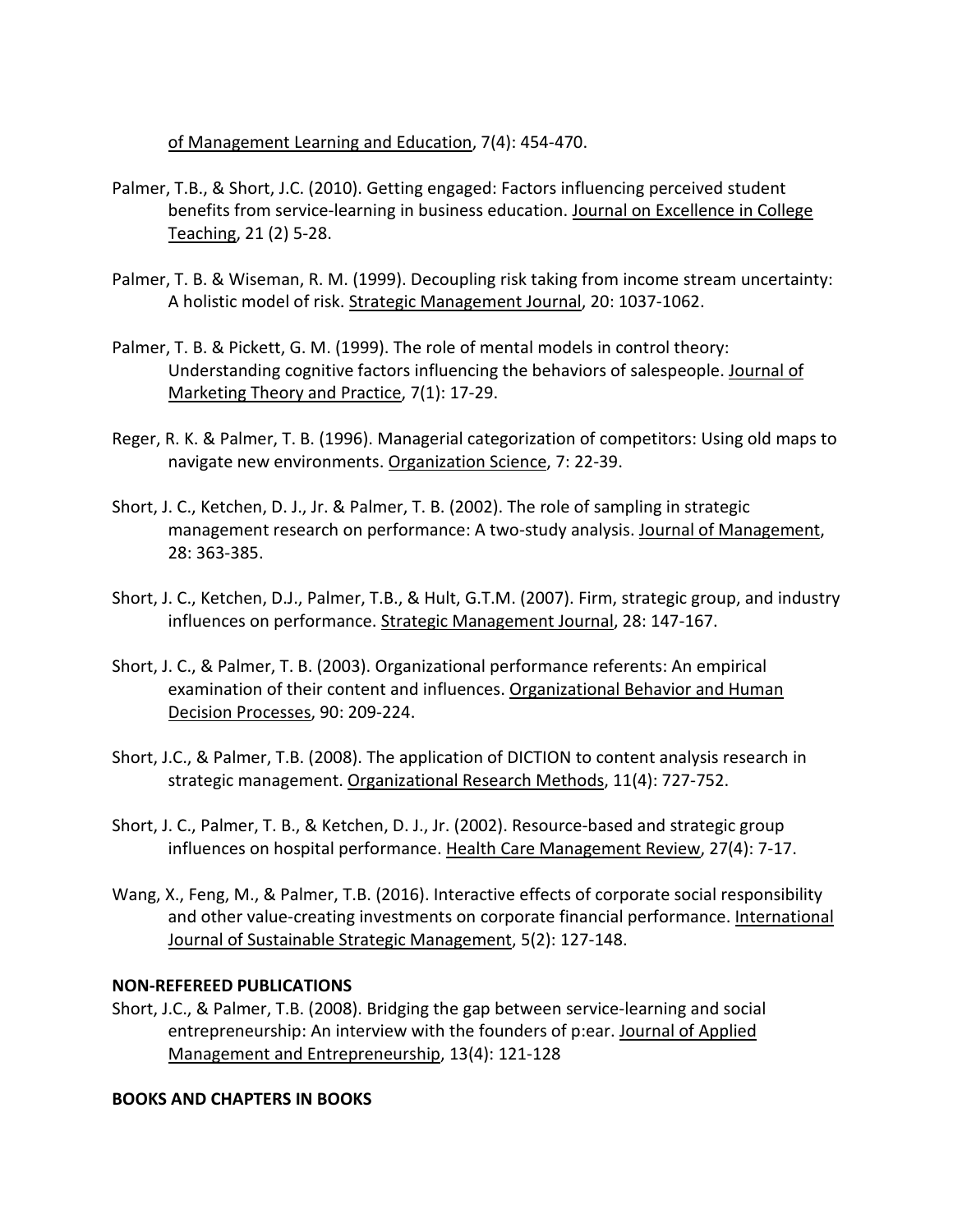of Management Learning and Education, 7(4): 454-470.

Palmer, T.B., & Short, J.C. (2010). Getting engaged: Factors influencing perceived student benefits from service-learning in business education. Journal on Excellence in College Teaching, 21 (2) 5-28.

Palmer, T. B. & Wiseman, R. M. (1999). Decoupling risk taking from income stream uncertainty: A holistic model of risk. Strategic Management Journal, 20: 1037-1062.

Palmer, T. B. & Pickett, G. M. (1999). The role of mental models in control theory: Understanding cognitive factors influencing the behaviors of salespeople. Journal of Marketing Theory and Practice, 7(1): 17-29.

Reger, R. K. & Palmer, T. B. (1996). Managerial categorization of competitors: Using old maps to navigate new environments. Organization Science, 7: 22-39.

Short, J. C., Ketchen, D. J., Jr. & Palmer, T. B. (2002). The role of sampling in strategic management research on performance: A two-study analysis. Journal of Management, 28: 363-385.

Short, J. C., Ketchen, D.J., Palmer, T.B., & Hult, G.T.M. (2007). Firm, strategic group, and industry influences on performance. Strategic Management Journal, 28: 147-167.

Short, J. C., & Palmer, T. B. (2003). Organizational performance referents: An empirical examination of their content and influences. Organizational Behavior and Human Decision Processes, 90: 209-224.

Short, J.C., & Palmer, T.B. (2008). The application of DICTION to content analysis research in strategic management. Organizational Research Methods, 11(4): 727-752.

Short, J. C., Palmer, T. B., & Ketchen, D. J., Jr. (2002). Resource-based and strategic group influences on hospital performance. Health Care Management Review, 27(4): 7-17.

Wang, X., Feng, M., & Palmer, T.B. (2016). Interactive effects of corporate social responsibility and other value-creating investments on corporate financial performance. International Journal of Sustainable Strategic Management, 5(2): 127-148.

**NON-REFEREED PUBLICATIONS**

Short, J.C., & Palmer, T.B. (2008). Bridging the gap between service-learning and social entrepreneurship: An interview with the founders of p:ear. Journal of Applied Management and Entrepreneurship, 13(4): 121-128

**BOOKS AND CHAPTERS IN BOOKS**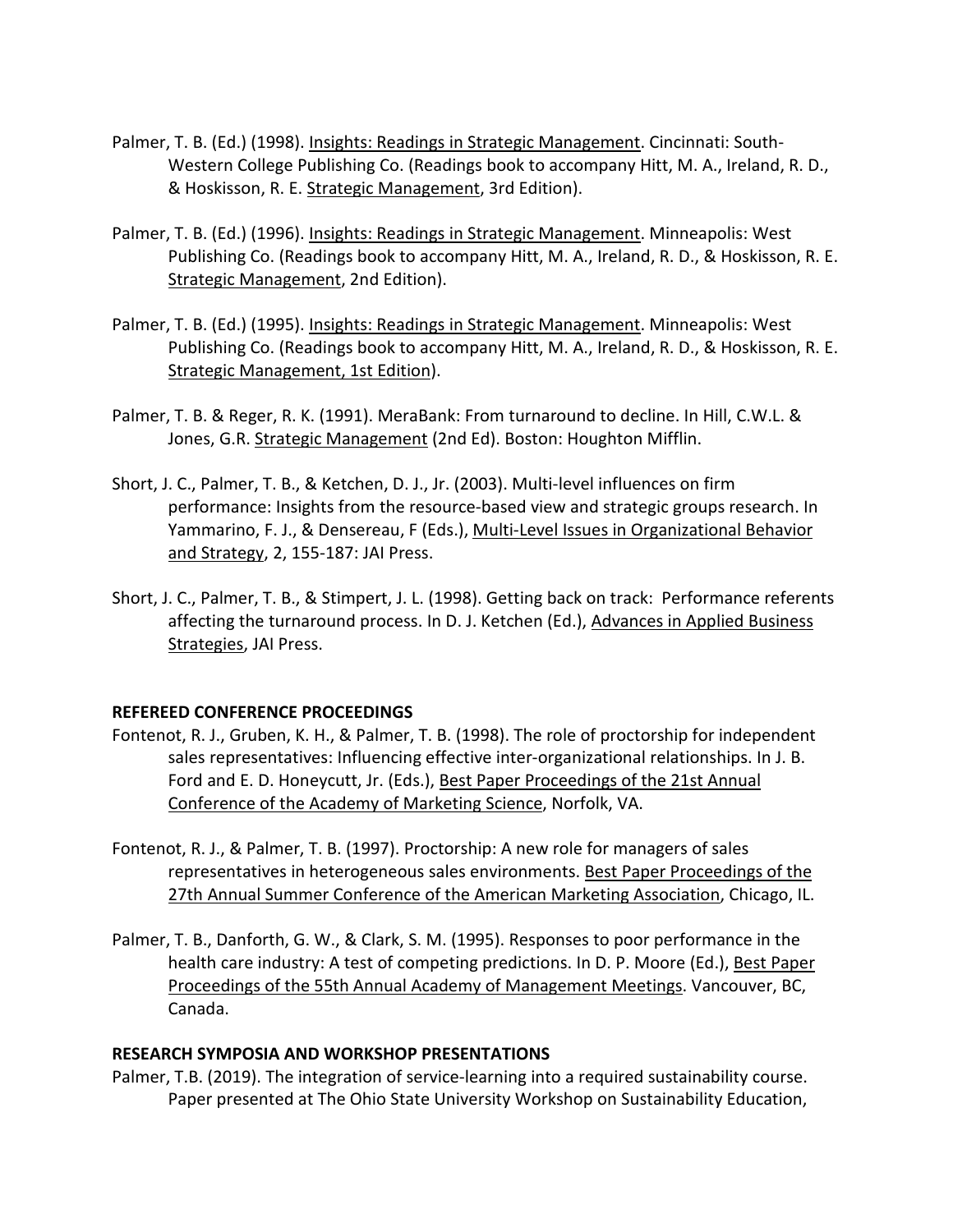Palmer, T. B. (Ed.) (1998). Insights: Readings in Strategic Management. Cincinnati: South-Western College Publishing Co. (Readings book to accompany Hitt, M. A., Ireland, R. D., & Hoskisson, R. E. Strategic Management, 3rd Edition).

Palmer, T. B. (Ed.) (1996). Insights: Readings in Strategic Management. Minneapolis: West Publishing Co. (Readings book to accompany Hitt, M. A., Ireland, R. D., & Hoskisson, R. E. Strategic Management, 2nd Edition).

Palmer, T. B. (Ed.) (1995). Insights: Readings in Strategic Management. Minneapolis: West Publishing Co. (Readings book to accompany Hitt, M. A., Ireland, R. D., & Hoskisson, R. E. Strategic Management, 1st Edition).

Palmer, T. B. & Reger, R. K. (1991). MeraBank: From turnaround to decline. In Hill, C.W.L. & Jones, G.R. Strategic Management (2nd Ed). Boston: Houghton Mifflin.

Short, J. C., Palmer, T. B., & Ketchen, D. J., Jr. (2003). Multi-level influences on firm performance: Insights from the resource-based view and strategic groups research. In Yammarino, F. J., & Densereau, F (Eds.), Multi-Level Issues in Organizational Behavior and Strategy, 2, 155-187: JAI Press.

Short, J. C., Palmer, T. B., & Stimpert, J. L. (1998). Getting back on track: Performance referents affecting the turnaround process. In D. J. Ketchen (Ed.), Advances in Applied Business Strategies, JAI Press.

**REFEREED CONFERENCE PROCEEDINGS**

Fontenot, R. J., Gruben, K. H., & Palmer, T. B. (1998). The role of proctorship for independent sales representatives: Influencing effective inter-organizational relationships. In J. B. Ford and E. D. Honeycutt, Jr. (Eds.), Best Paper Proceedings of the 21st Annual Conference of the Academy of Marketing Science, Norfolk, VA.

Fontenot, R. J., & Palmer, T. B. (1997). Proctorship: A new role for managers of sales representatives in heterogeneous sales environments. Best Paper Proceedings of the 27th Annual Summer Conference of the American Marketing Association, Chicago, IL.

Palmer, T. B., Danforth, G. W., & Clark, S. M. (1995). Responses to poor performance in the health care industry: A test of competing predictions. In D. P. Moore (Ed.), Best Paper Proceedings of the 55th Annual Academy of Management Meetings. Vancouver, BC, Canada.

**RESEARCH SYMPOSIA AND WORKSHOP PRESENTATIONS**

Palmer, T.B. (2019). The integration of service-learning into a required sustainability course. Paper presented at The Ohio State University Workshop on Sustainability Education,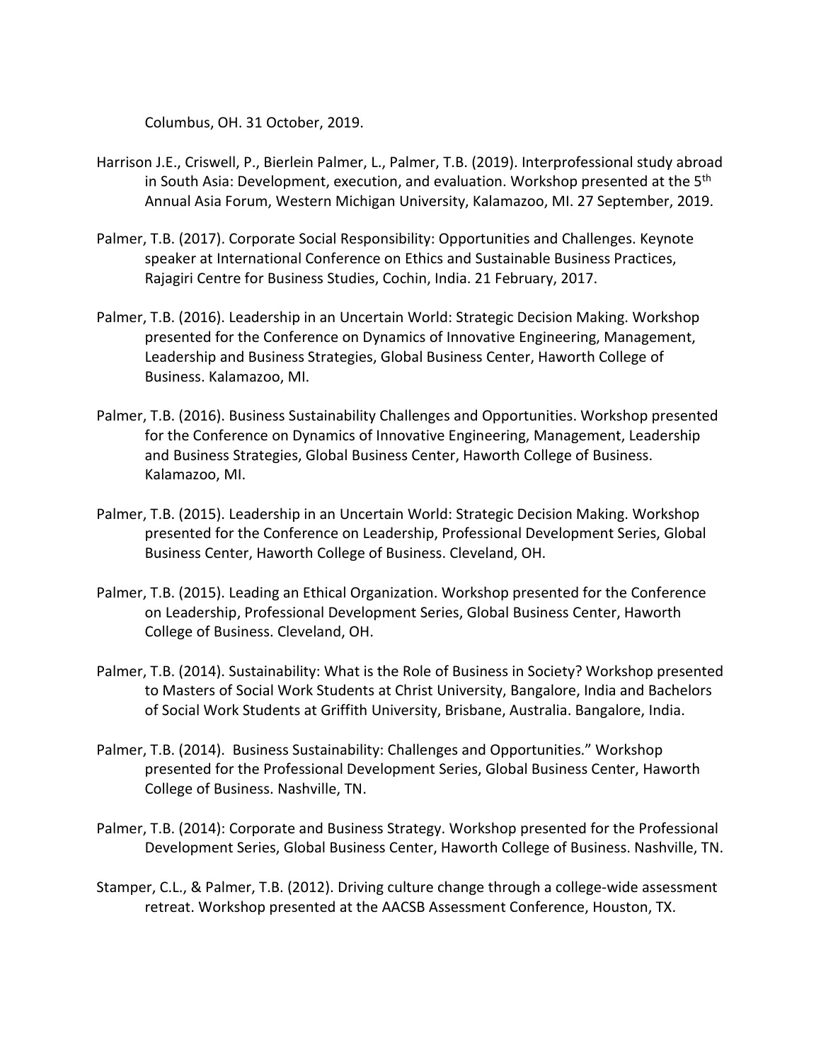Columbus, OH. 31 October, 2019.

Harrison J.E., Criswell, P., Bierlein Palmer, L., Palmer, T.B. (2019). Interprofessional study abroad in South Asia: Development, execution, and evaluation. Workshop presented at the 5th Annual Asia Forum, Western Michigan University, Kalamazoo, MI. 27 September, 2019.

Palmer, T.B. (2017). Corporate Social Responsibility: Opportunities and Challenges. Keynote speaker at International Conference on Ethics and Sustainable Business Practices, Rajagiri Centre for Business Studies, Cochin, India. 21 February, 2017.

Palmer, T.B. (2016). Leadership in an Uncertain World: Strategic Decision Making. Workshop presented for the Conference on Dynamics of Innovative Engineering, Management, Leadership and Business Strategies, Global Business Center, Haworth College of Business. Kalamazoo, MI.

Palmer, T.B. (2016). Business Sustainability Challenges and Opportunities. Workshop presented for the Conference on Dynamics of Innovative Engineering, Management, Leadership and Business Strategies, Global Business Center, Haworth College of Business. Kalamazoo, MI.

Palmer, T.B. (2015). Leadership in an Uncertain World: Strategic Decision Making. Workshop presented for the Conference on Leadership, Professional Development Series, Global Business Center, Haworth College of Business. Cleveland, OH.

Palmer, T.B. (2015). Leading an Ethical Organization. Workshop presented for the Conference on Leadership, Professional Development Series, Global Business Center, Haworth College of Business. Cleveland, OH.

Palmer, T.B. (2014). Sustainability: What is the Role of Business in Society? Workshop presented to Masters of Social Work Students at Christ University, Bangalore, India and Bachelors of Social Work Students at Griffith University, Brisbane, Australia. Bangalore, India.

Palmer, T.B. (2014). Business Sustainability: Challenges and Opportunities." Workshop presented for the Professional Development Series, Global Business Center, Haworth College of Business. Nashville, TN.

Palmer, T.B. (2014): Corporate and Business Strategy. Workshop presented for the Professional Development Series, Global Business Center, Haworth College of Business. Nashville, TN.

Stamper, C.L., & Palmer, T.B. (2012). Driving culture change through a college-wide assessment retreat. Workshop presented at the AACSB Assessment Conference, Houston, TX.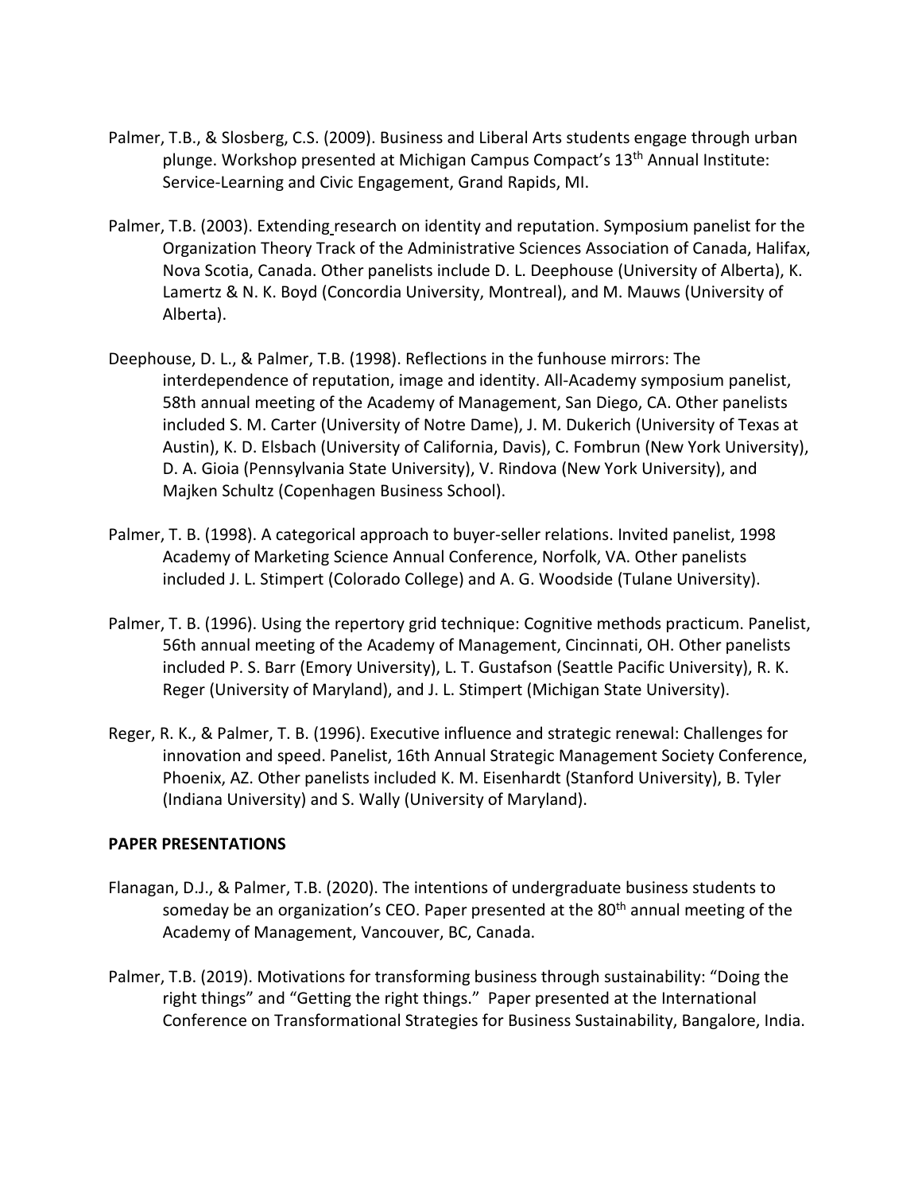Palmer, T.B., & Slosberg, C.S. (2009). Business and Liberal Arts students engage through urban plunge. Workshop presented at Michigan Campus Compact's 13th Annual Institute: Service-Learning and Civic Engagement, Grand Rapids, MI.

Palmer, T.B. (2003). Extending research on identity and reputation. Symposium panelist for the Organization Theory Track of the Administrative Sciences Association of Canada, Halifax, Nova Scotia, Canada. Other panelists include D. L. Deephouse (University of Alberta), K. Lamertz & N. K. Boyd (Concordia University, Montreal), and M. Mauws (University of Alberta).

Deephouse, D. L., & Palmer, T.B. (1998). Reflections in the funhouse mirrors: The interdependence of reputation, image and identity. All-Academy symposium panelist, 58th annual meeting of the Academy of Management, San Diego, CA. Other panelists included S. M. Carter (University of Notre Dame), J. M. Dukerich (University of Texas at Austin), K. D. Elsbach (University of California, Davis), C. Fombrun (New York University), D. A. Gioia (Pennsylvania State University), V. Rindova (New York University), and Majken Schultz (Copenhagen Business School).

Palmer, T. B. (1998). A categorical approach to buyer-seller relations. Invited panelist, 1998 Academy of Marketing Science Annual Conference, Norfolk, VA. Other panelists included J. L. Stimpert (Colorado College) and A. G. Woodside (Tulane University).

Palmer, T. B. (1996). Using the repertory grid technique: Cognitive methods practicum. Panelist, 56th annual meeting of the Academy of Management, Cincinnati, OH. Other panelists included P. S. Barr (Emory University), L. T. Gustafson (Seattle Pacific University), R. K. Reger (University of Maryland), and J. L. Stimpert (Michigan State University).

Reger, R. K., & Palmer, T. B. (1996). Executive influence and strategic renewal: Challenges for innovation and speed. Panelist, 16th Annual Strategic Management Society Conference, Phoenix, AZ. Other panelists included K. M. Eisenhardt (Stanford University), B. Tyler (Indiana University) and S. Wally (University of Maryland).

**PAPER PRESENTATIONS**

Flanagan, D.J., & Palmer, T.B. (2020). The intentions of undergraduate business students to someday be an organization's CEO. Paper presented at the 80th annual meeting of the Academy of Management, Vancouver, BC, Canada.

Palmer, T.B. (2019). Motivations for transforming business through sustainability: "Doing the right things" and "Getting the right things." Paper presented at the International Conference on Transformational Strategies for Business Sustainability, Bangalore, India.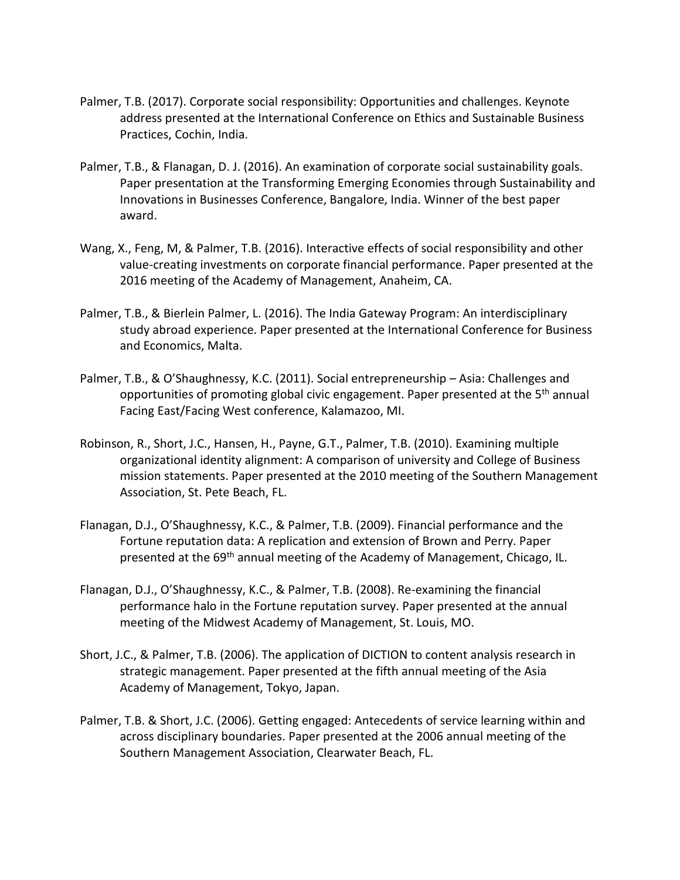Palmer, T.B. (2017). Corporate social responsibility: Opportunities and challenges. Keynote address presented at the International Conference on Ethics and Sustainable Business Practices, Cochin, India.

Palmer, T.B., & Flanagan, D. J. (2016). An examination of corporate social sustainability goals. Paper presentation at the Transforming Emerging Economies through Sustainability and Innovations in Businesses Conference, Bangalore, India. Winner of the best paper award.

Wang, X., Feng, M, & Palmer, T.B. (2016). Interactive effects of social responsibility and other value-creating investments on corporate financial performance. Paper presented at the 2016 meeting of the Academy of Management, Anaheim, CA.

Palmer, T.B., & Bierlein Palmer, L. (2016). The India Gateway Program: An interdisciplinary study abroad experience. Paper presented at the International Conference for Business and Economics, Malta.

Palmer, T.B., & O'Shaughnessy, K.C. (2011). Social entrepreneurship – Asia: Challenges and opportunities of promoting global civic engagement. Paper presented at the 5th annual Facing East/Facing West conference, Kalamazoo, MI.

Robinson, R., Short, J.C., Hansen, H., Payne, G.T., Palmer, T.B. (2010). Examining multiple organizational identity alignment: A comparison of university and College of Business mission statements. Paper presented at the 2010 meeting of the Southern Management Association, St. Pete Beach, FL.

Flanagan, D.J., O'Shaughnessy, K.C., & Palmer, T.B. (2009). Financial performance and the Fortune reputation data: A replication and extension of Brown and Perry. Paper presented at the 69th annual meeting of the Academy of Management, Chicago, IL.

Flanagan, D.J., O'Shaughnessy, K.C., & Palmer, T.B. (2008). Re-examining the financial performance halo in the Fortune reputation survey. Paper presented at the annual meeting of the Midwest Academy of Management, St. Louis, MO.

Short, J.C., & Palmer, T.B. (2006). The application of DICTION to content analysis research in strategic management. Paper presented at the fifth annual meeting of the Asia Academy of Management, Tokyo, Japan.

Palmer, T.B. & Short, J.C. (2006). Getting engaged: Antecedents of service learning within and across disciplinary boundaries. Paper presented at the 2006 annual meeting of the Southern Management Association, Clearwater Beach, FL.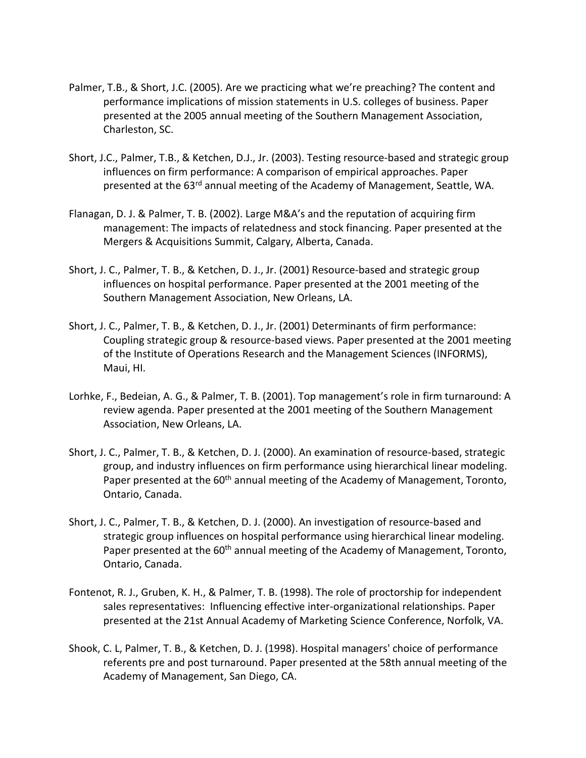Palmer, T.B., & Short, J.C. (2005). Are we practicing what we're preaching? The content and performance implications of mission statements in U.S. colleges of business. Paper presented at the 2005 annual meeting of the Southern Management Association, Charleston, SC.

Short, J.C., Palmer, T.B., & Ketchen, D.J., Jr. (2003). Testing resource-based and strategic group influences on firm performance: A comparison of empirical approaches. Paper presented at the 63rd annual meeting of the Academy of Management, Seattle, WA.

Flanagan, D. J. & Palmer, T. B. (2002). Large M&A's and the reputation of acquiring firm management: The impacts of relatedness and stock financing. Paper presented at the Mergers & Acquisitions Summit, Calgary, Alberta, Canada.

Short, J. C., Palmer, T. B., & Ketchen, D. J., Jr. (2001) Resource-based and strategic group influences on hospital performance. Paper presented at the 2001 meeting of the Southern Management Association, New Orleans, LA.

Short, J. C., Palmer, T. B., & Ketchen, D. J., Jr. (2001) Determinants of firm performance: Coupling strategic group & resource-based views. Paper presented at the 2001 meeting of the Institute of Operations Research and the Management Sciences (INFORMS), Maui, HI.

Lorhke, F., Bedeian, A. G., & Palmer, T. B. (2001). Top management's role in firm turnaround: A review agenda. Paper presented at the 2001 meeting of the Southern Management Association, New Orleans, LA.

Short, J. C., Palmer, T. B., & Ketchen, D. J. (2000). An examination of resource-based, strategic group, and industry influences on firm performance using hierarchical linear modeling. Paper presented at the 60th annual meeting of the Academy of Management, Toronto, Ontario, Canada.

Short, J. C., Palmer, T. B., & Ketchen, D. J. (2000). An investigation of resource-based and strategic group influences on hospital performance using hierarchical linear modeling. Paper presented at the 60th annual meeting of the Academy of Management, Toronto, Ontario, Canada.

Fontenot, R. J., Gruben, K. H., & Palmer, T. B. (1998). The role of proctorship for independent sales representatives: Influencing effective inter-organizational relationships. Paper presented at the 21st Annual Academy of Marketing Science Conference, Norfolk, VA.

Shook, C. L, Palmer, T. B., & Ketchen, D. J. (1998). Hospital managers' choice of performance referents pre and post turnaround. Paper presented at the 58th annual meeting of the Academy of Management, San Diego, CA.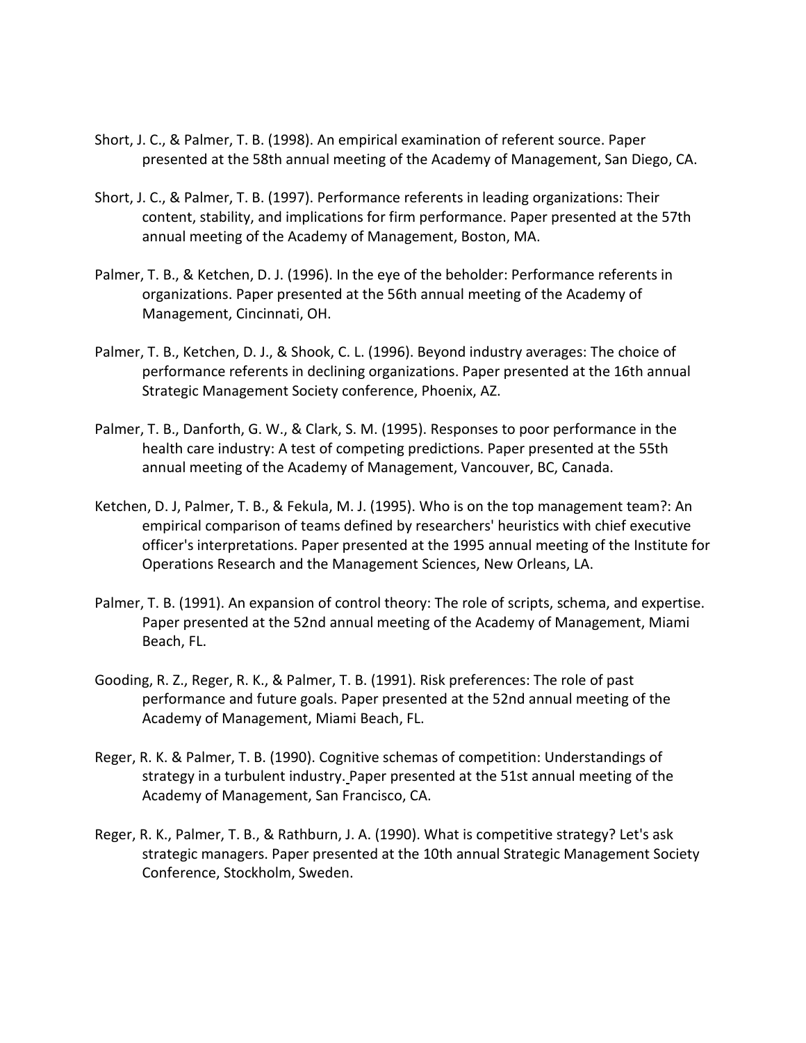Short, J. C., & Palmer, T. B. (1998). An empirical examination of referent source. Paper presented at the 58th annual meeting of the Academy of Management, San Diego, CA.

Short, J. C., & Palmer, T. B. (1997). Performance referents in leading organizations: Their content, stability, and implications for firm performance. Paper presented at the 57th annual meeting of the Academy of Management, Boston, MA.

Palmer, T. B., & Ketchen, D. J. (1996). In the eye of the beholder: Performance referents in organizations. Paper presented at the 56th annual meeting of the Academy of Management, Cincinnati, OH.

Palmer, T. B., Ketchen, D. J., & Shook, C. L. (1996). Beyond industry averages: The choice of performance referents in declining organizations. Paper presented at the 16th annual Strategic Management Society conference, Phoenix, AZ.

Palmer, T. B., Danforth, G. W., & Clark, S. M. (1995). Responses to poor performance in the health care industry: A test of competing predictions. Paper presented at the 55th annual meeting of the Academy of Management, Vancouver, BC, Canada.

Ketchen, D. J, Palmer, T. B., & Fekula, M. J. (1995). Who is on the top management team?: An empirical comparison of teams defined by researchers' heuristics with chief executive officer's interpretations. Paper presented at the 1995 annual meeting of the Institute for Operations Research and the Management Sciences, New Orleans, LA.

Palmer, T. B. (1991). An expansion of control theory: The role of scripts, schema, and expertise. Paper presented at the 52nd annual meeting of the Academy of Management, Miami Beach, FL.

Gooding, R. Z., Reger, R. K., & Palmer, T. B. (1991). Risk preferences: The role of past performance and future goals. Paper presented at the 52nd annual meeting of the Academy of Management, Miami Beach, FL.

Reger, R. K. & Palmer, T. B. (1990). Cognitive schemas of competition: Understandings of strategy in a turbulent industry. Paper presented at the 51st annual meeting of the Academy of Management, San Francisco, CA.

Reger, R. K., Palmer, T. B., & Rathburn, J. A. (1990). What is competitive strategy? Let's ask strategic managers. Paper presented at the 10th annual Strategic Management Society Conference, Stockholm, Sweden.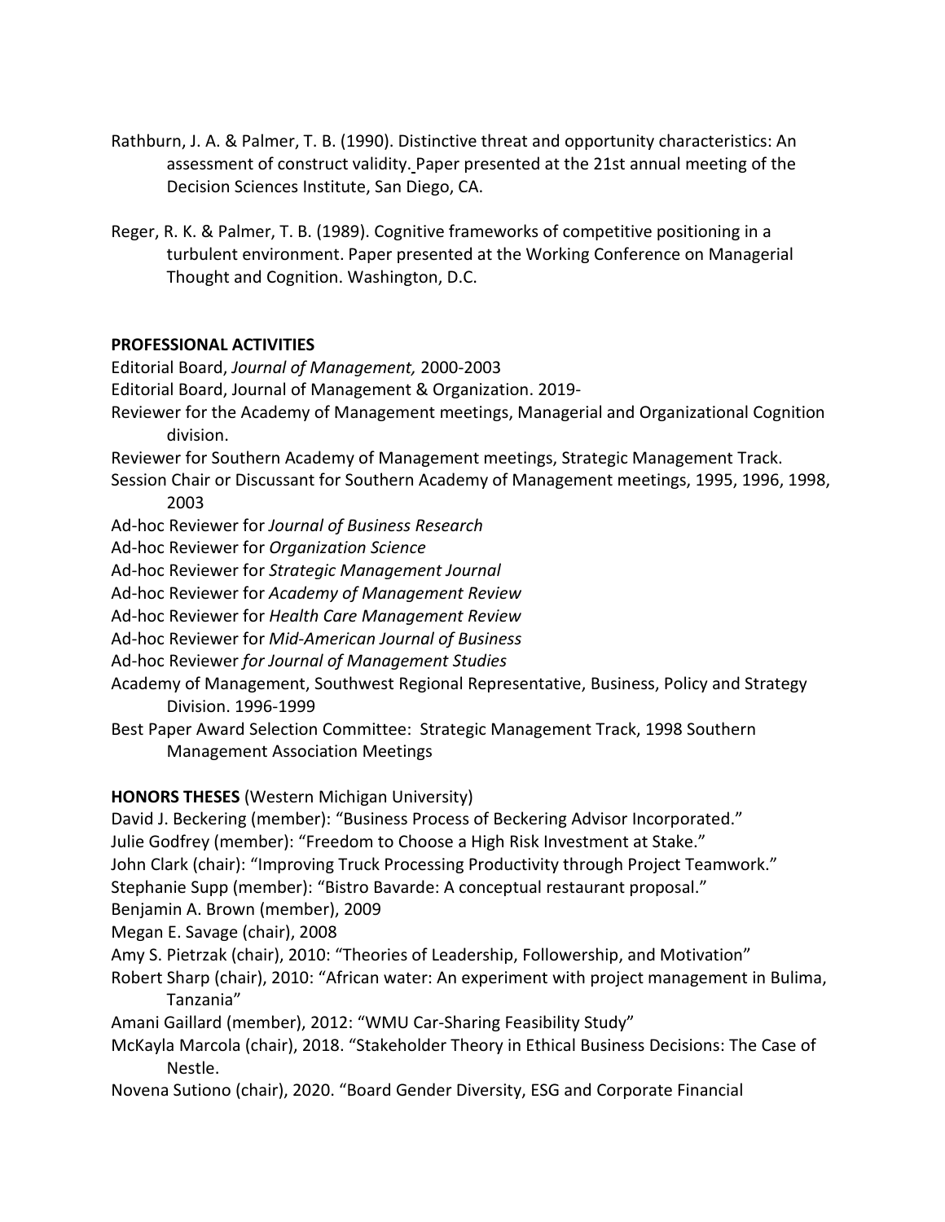Rathburn, J. A. & Palmer, T. B. (1990). Distinctive threat and opportunity characteristics: An assessment of construct validity. Paper presented at the 21st annual meeting of the Decision Sciences Institute, San Diego, CA.

Reger, R. K. & Palmer, T. B. (1989). Cognitive frameworks of competitive positioning in a turbulent environment. Paper presented at the Working Conference on Managerial Thought and Cognition. Washington, D.C.

**PROFESSIONAL ACTIVITIES**

Editorial Board, *Journal of Management,* 2000-2003

Editorial Board, Journal of Management & Organization. 2019-

Reviewer for the Academy of Management meetings, Managerial and Organizational Cognition division.

Reviewer for Southern Academy of Management meetings, Strategic Management Track.

Session Chair or Discussant for Southern Academy of Management meetings, 1995, 1996, 1998, 2003

Ad-hoc Reviewer for *Journal of Business Research*

Ad-hoc Reviewer for *Organization Science*

Ad-hoc Reviewer for *Strategic Management Journal*

Ad-hoc Reviewer for *Academy of Management Review*

Ad-hoc Reviewer for *Health Care Management Review*

Ad-hoc Reviewer for *Mid-American Journal of Business*

Ad-hoc Reviewer *for Journal of Management Studies*

Academy of Management, Southwest Regional Representative, Business, Policy and Strategy Division. 1996-1999

Best Paper Award Selection Committee: Strategic Management Track, 1998 Southern Management Association Meetings

**HONORS THESES** (Western Michigan University)

David J. Beckering (member): "Business Process of Beckering Advisor Incorporated."

Julie Godfrey (member): "Freedom to Choose a High Risk Investment at Stake."

John Clark (chair): "Improving Truck Processing Productivity through Project Teamwork."

Stephanie Supp (member): "Bistro Bavarde: A conceptual restaurant proposal."

Benjamin A. Brown (member), 2009

Megan E. Savage (chair), 2008

Amy S. Pietrzak (chair), 2010: "Theories of Leadership, Followership, and Motivation"

Robert Sharp (chair), 2010: "African water: An experiment with project management in Bulima, Tanzania"

Amani Gaillard (member), 2012: "WMU Car-Sharing Feasibility Study"

McKayla Marcola (chair), 2018. "Stakeholder Theory in Ethical Business Decisions: The Case of Nestle.

Novena Sutiono (chair), 2020. "Board Gender Diversity, ESG and Corporate Financial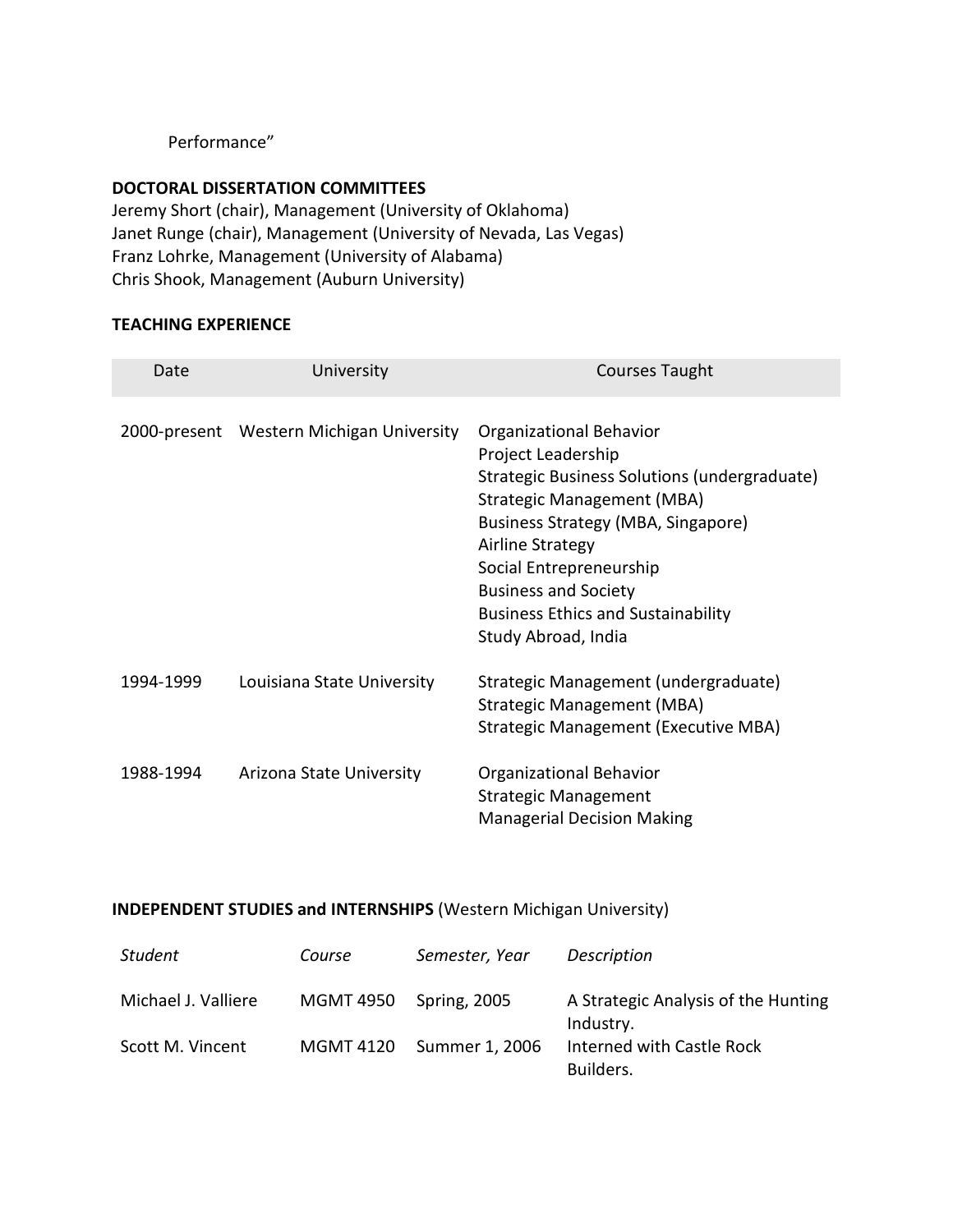Performance"

**DOCTORAL DISSERTATION COMMITTEES**

Jeremy Short (chair), Management (University of Oklahoma)
Janet Runge (chair), Management (University of Nevada, Las Vegas)
Franz Lohrke, Management (University of Alabama)
Chris Shook, Management (Auburn University)

**TEACHING EXPERIENCE**

| Date | University | Courses Taught |
|---|---|---|
| 2000-present | Western Michigan University | Organizational Behavior<br>Project Leadership<br>Strategic Business Solutions (undergraduate)<br>Strategic Management (MBA)<br>Business Strategy (MBA, Singapore)<br>Airline Strategy<br>Social Entrepreneurship<br>Business and Society<br>Business Ethics and Sustainability<br>Study Abroad, India |
| 1994-1999 | Louisiana State University | Strategic Management (undergraduate)<br>Strategic Management (MBA)<br>Strategic Management (Executive MBA) |
| 1988-1994 | Arizona State University | Organizational Behavior<br>Strategic Management<br>Managerial Decision Making |

**INDEPENDENT STUDIES and INTERNSHIPS** (Western Michigan University)

| *Student* | *Course* | *Semester, Year* | *Description* |
|---|---|---|---|
| Michael J. Valliere | MGMT 4950 | Spring, 2005 | A Strategic Analysis of the Hunting Industry. |
| Scott M. Vincent | MGMT 4120 | Summer 1, 2006 | Interned with Castle Rock Builders. |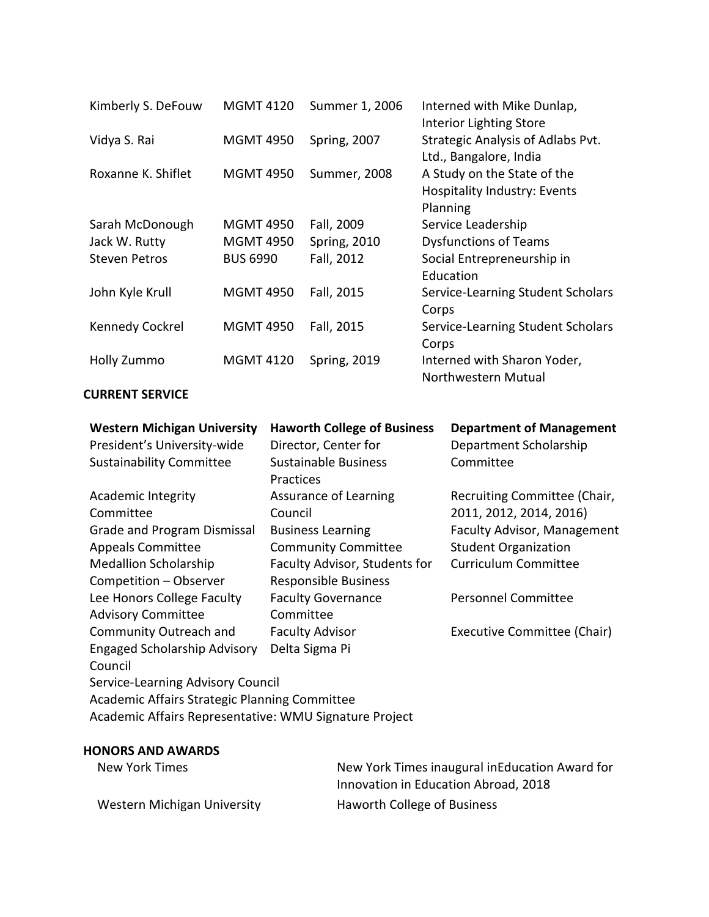| | | | |
|---|---|---|---|
| Kimberly S. DeFouw | MGMT 4120 | Summer 1, 2006 | Interned with Mike Dunlap, Interior Lighting Store |
| Vidya S. Rai | MGMT 4950 | Spring, 2007 | Strategic Analysis of Adlabs Pvt. Ltd., Bangalore, India |
| Roxanne K. Shiflet | MGMT 4950 | Summer, 2008 | A Study on the State of the Hospitality Industry: Events Planning |
| Sarah McDonough | MGMT 4950 | Fall, 2009 | Service Leadership |
| Jack W. Rutty | MGMT 4950 | Spring, 2010 | Dysfunctions of Teams |
| Steven Petros | BUS 6990 | Fall, 2012 | Social Entrepreneurship in Education |
| John Kyle Krull | MGMT 4950 | Fall, 2015 | Service-Learning Student Scholars Corps |
| Kennedy Cockrel | MGMT 4950 | Fall, 2015 | Service-Learning Student Scholars Corps |
| Holly Zummo | MGMT 4120 | Spring, 2019 | Interned with Sharon Yoder, Northwestern Mutual |

**CURRENT SERVICE**

| **Western Michigan University** | **Haworth College of Business** | **Department of Management** |
|---|---|---|
| President's University-wide Sustainability Committee | Director, Center for Sustainable Business Practices | Department Scholarship Committee |
| Academic Integrity Committee | Assurance of Learning Council | Recruiting Committee (Chair, 2011, 2012, 2014, 2016) |
| Grade and Program Dismissal Appeals Committee | Business Learning Community Committee | Faculty Advisor, Management Student Organization |
| Medallion Scholarship Competition – Observer | Faculty Advisor, Students for Responsible Business | Curriculum Committee |
| Lee Honors College Faculty Advisory Committee | Faculty Governance Committee | Personnel Committee |
| Community Outreach and Engaged Scholarship Advisory Council | Faculty Advisor Delta Sigma Pi | Executive Committee (Chair) |
| Service-Learning Advisory Council | | |
| Academic Affairs Strategic Planning Committee | | |
| Academic Affairs Representative: WMU Signature Project | | |

**HONORS AND AWARDS**

| | |
|---|---|
| New York Times | New York Times inaugural inEducation Award for Innovation in Education Abroad, 2018 |
| Western Michigan University | Haworth College of Business |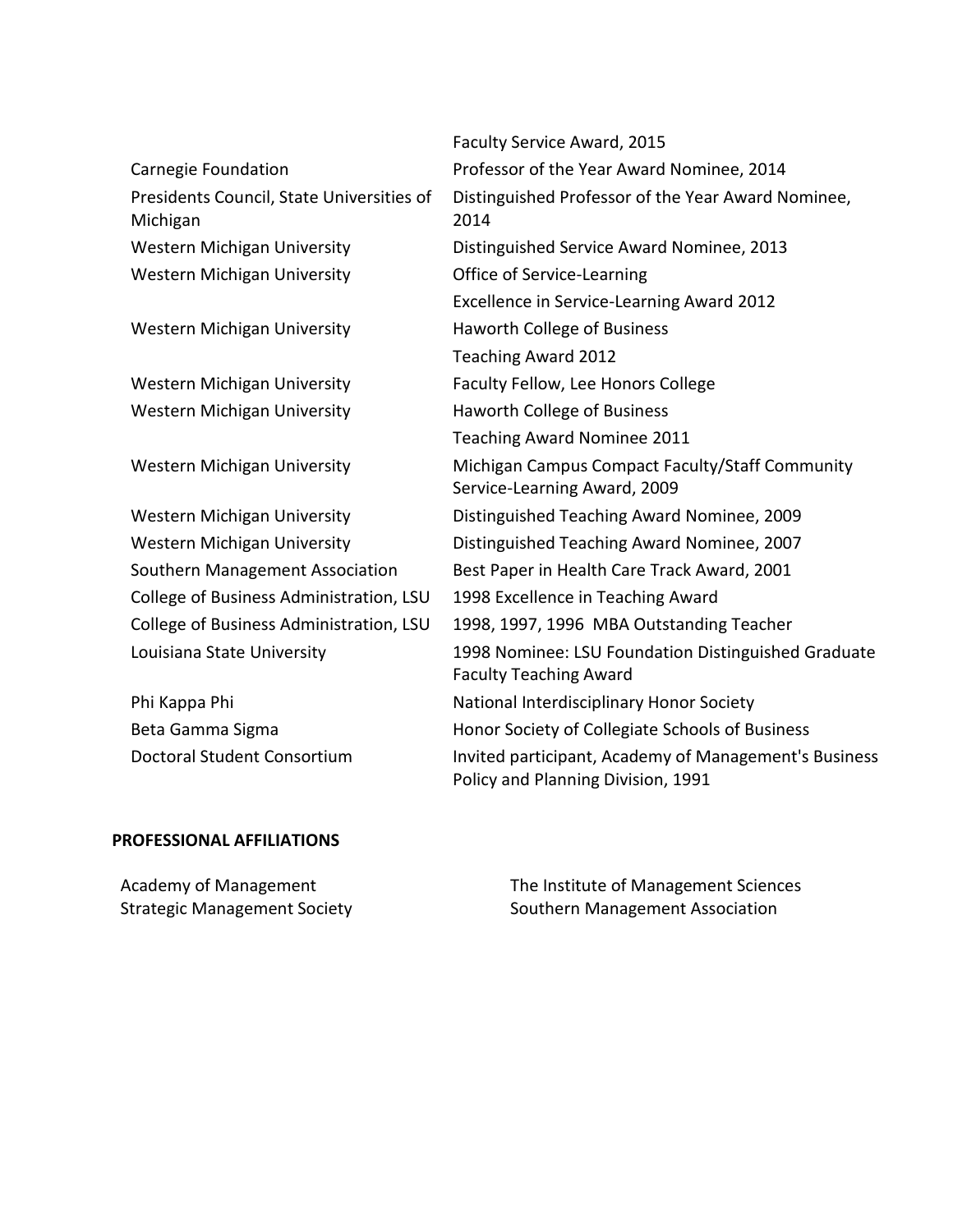| | |
|---|---|
| | Faculty Service Award, 2015 |
| Carnegie Foundation | Professor of the Year Award Nominee, 2014 |
| Presidents Council, State Universities of Michigan | Distinguished Professor of the Year Award Nominee, 2014 |
| Western Michigan University | Distinguished Service Award Nominee, 2013 |
| Western Michigan University | Office of Service-Learning<br>Excellence in Service-Learning Award 2012 |
| Western Michigan University | Haworth College of Business<br>Teaching Award 2012 |
| Western Michigan University | Faculty Fellow, Lee Honors College |
| Western Michigan University | Haworth College of Business<br>Teaching Award Nominee 2011 |
| Western Michigan University | Michigan Campus Compact Faculty/Staff Community Service-Learning Award, 2009 |
| Western Michigan University | Distinguished Teaching Award Nominee, 2009 |
| Western Michigan University | Distinguished Teaching Award Nominee, 2007 |
| Southern Management Association | Best Paper in Health Care Track Award, 2001 |
| College of Business Administration, LSU | 1998 Excellence in Teaching Award |
| College of Business Administration, LSU | 1998, 1997, 1996 MBA Outstanding Teacher |
| Louisiana State University | 1998 Nominee: LSU Foundation Distinguished Graduate Faculty Teaching Award |
| Phi Kappa Phi | National Interdisciplinary Honor Society |
| Beta Gamma Sigma | Honor Society of Collegiate Schools of Business |
| Doctoral Student Consortium | Invited participant, Academy of Management's Business Policy and Planning Division, 1991 |

**PROFESSIONAL AFFILIATIONS**

Academy of Management
Strategic Management Society
The Institute of Management Sciences
Southern Management Association